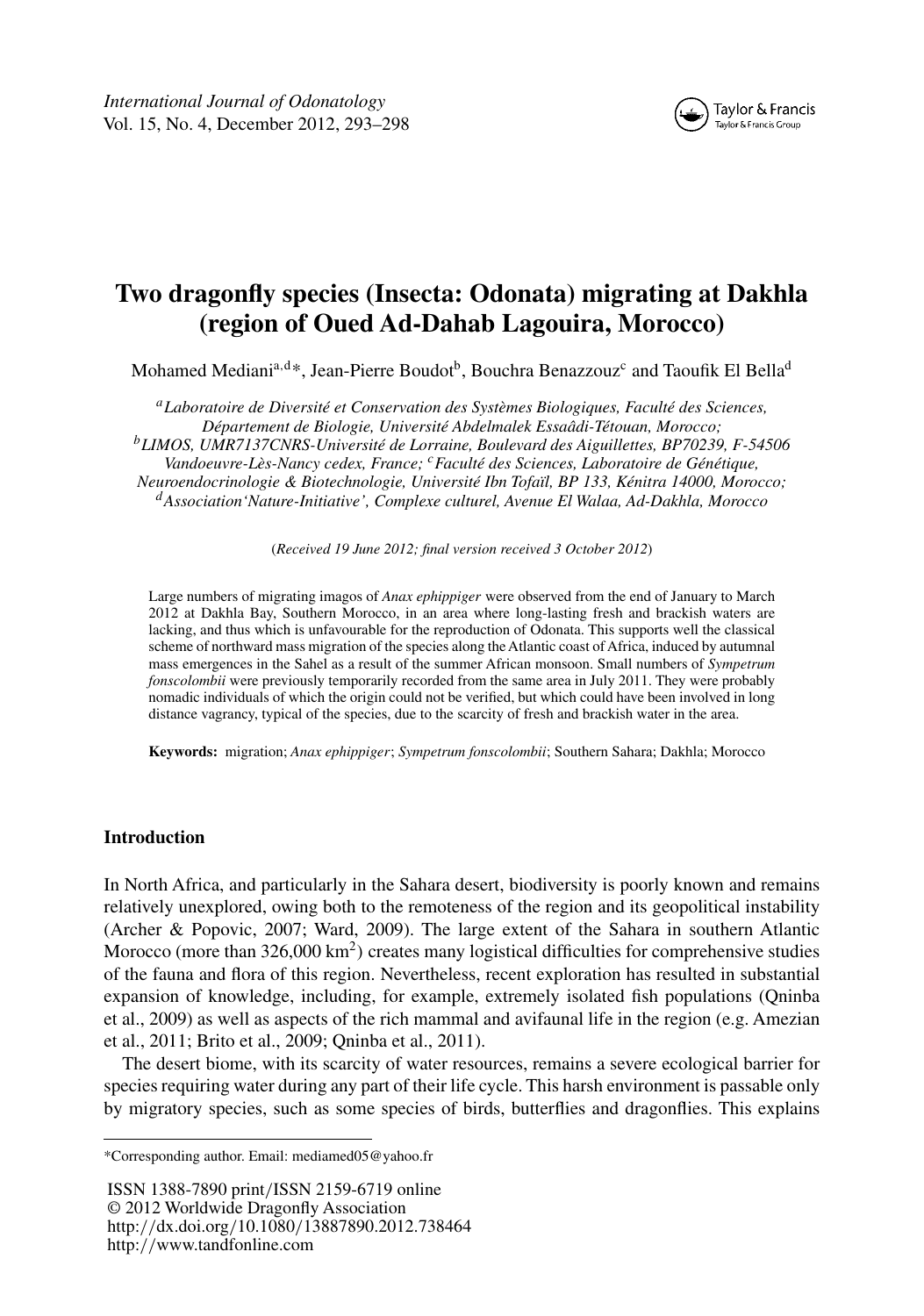# Two dragonfly species (Insecta: Odonata) migrating at Dakhla (region of Oued Ad-Dahab Lagouira, Morocco)

Mohamed Mediani[a,d]*, Jean-Pierre Boudot[b], Bouchra Benazzouz[c] and Taoufik El Bella[d]

[a] *Laboratoire de Diversité et Conservation des Systèmes Biologiques, Faculté des Sciences, Département de Biologie, Université Abdelmalek Essaâdi-Tétouan, Morocco;* [b] *LIMOS, UMR7137CNRS-Université de Lorraine, Boulevard des Aiguillettes, BP70239, F-54506 Vandoeuvre-Lès-Nancy cedex, France;* [c] *Faculté des Sciences, Laboratoire de Génétique, Neuroendocrinologie & Biotechnologie, Université Ibn Tofaïl, BP 133, Kénitra 14000, Morocco;* [d] *Association 'Nature-Initiative', Complexe culturel, Avenue El Walaa, Ad-Dakhla, Morocco*

(*Received 19 June 2012; final version received 3 October 2012*)

Large numbers of migrating imagos of *Anax ephippiger* were observed from the end of January to March 2012 at Dakhla Bay, Southern Morocco, in an area where long-lasting fresh and brackish waters are lacking, and thus which is unfavourable for the reproduction of Odonata. This supports well the classical scheme of northward mass migration of the species along the Atlantic coast of Africa, induced by autumnal mass emergences in the Sahel as a result of the summer African monsoon. Small numbers of *Sympetrum fonscolombii* were previously temporarily recorded from the same area in July 2011. They were probably nomadic individuals of which the origin could not be verified, but which could have been involved in long distance vagrancy, typical of the species, due to the scarcity of fresh and brackish water in the area.

**Keywords:** migration; *Anax ephippiger*; *Sympetrum fonscolombii*; Southern Sahara; Dakhla; Morocco

## Introduction

In North Africa, and particularly in the Sahara desert, biodiversity is poorly known and remains relatively unexplored, owing both to the remoteness of the region and its geopolitical instability (Archer & Popovic, 2007; Ward, 2009). The large extent of the Sahara in southern Atlantic Morocco (more than 326,000 km$^2$) creates many logistical difficulties for comprehensive studies of the fauna and flora of this region. Nevertheless, recent exploration has resulted in substantial expansion of knowledge, including, for example, extremely isolated fish populations (Qninba et al., 2009) as well as aspects of the rich mammal and avifaunal life in the region (e.g. Amezian et al., 2011; Brito et al., 2009; Qninba et al., 2011).

The desert biome, with its scarcity of water resources, remains a severe ecological barrier for species requiring water during any part of their life cycle. This harsh environment is passable only by migratory species, such as some species of birds, butterflies and dragonflies. This explains

---

*Corresponding author. Email: mediamed05@yahoo.fr

ISSN 1388-7890 print/ISSN 2159-6719 online
© 2012 Worldwide Dragonfly Association
http://dx.doi.org/10.1080/13887890.2012.738464
http://www.tandfonline.com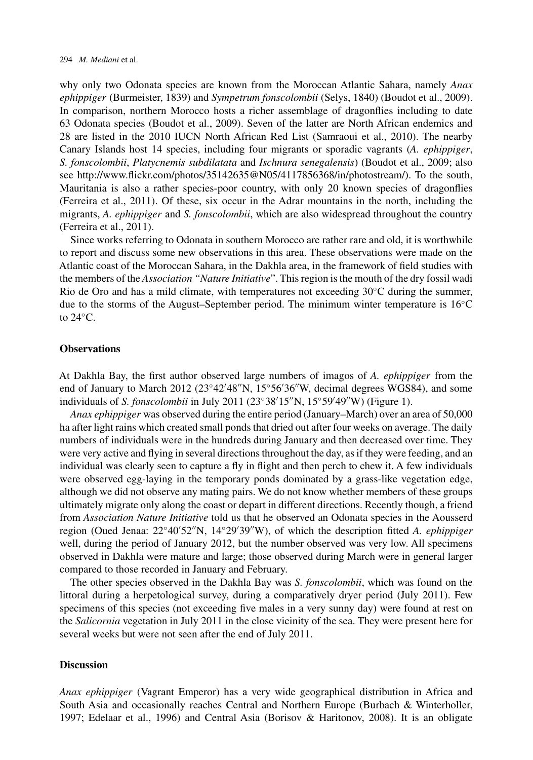why only two Odonata species are known from the Moroccan Atlantic Sahara, namely *Anax ephippiger* (Burmeister, 1839) and *Sympetrum fonscolombii* (Selys, 1840) (Boudot et al., 2009). In comparison, northern Morocco hosts a richer assemblage of dragonflies including to date 63 Odonata species (Boudot et al., 2009). Seven of the latter are North African endemics and 28 are listed in the 2010 IUCN North African Red List (Samraoui et al., 2010). The nearby Canary Islands host 14 species, including four migrants or sporadic vagrants (*A. ephippiger*, *S. fonscolombii*, *Platycnemis subdilatata* and *Ischnura senegalensis*) (Boudot et al., 2009; also see http://www.flickr.com/photos/35142635@N05/4117856368/in/photostream/). To the south, Mauritania is also a rather species-poor country, with only 20 known species of dragonflies (Ferreira et al., 2011). Of these, six occur in the Adrar mountains in the north, including the migrants, *A. ephippiger* and *S. fonscolombii*, which are also widespread throughout the country (Ferreira et al., 2011).

Since works referring to Odonata in southern Morocco are rather rare and old, it is worthwhile to report and discuss some new observations in this area. These observations were made on the Atlantic coast of the Moroccan Sahara, in the Dakhla area, in the framework of field studies with the members of the *Association "Nature Initiative*". This region is the mouth of the dry fossil wadi Rio de Oro and has a mild climate, with temperatures not exceeding 30°C during the summer, due to the storms of the August–September period. The minimum winter temperature is 16°C to 24°C.

## Observations

At Dakhla Bay, the first author observed large numbers of imagos of *A. ephippiger* from the end of January to March 2012 (23°42′48″N, 15°56′36″W, decimal degrees WGS84), and some individuals of *S. fonscolombii* in July 2011 (23°38′15″N, 15°59′49″W) (Figure 1).

*Anax ephippiger* was observed during the entire period (January–March) over an area of 50,000 ha after light rains which created small ponds that dried out after four weeks on average. The daily numbers of individuals were in the hundreds during January and then decreased over time. They were very active and flying in several directions throughout the day, as if they were feeding, and an individual was clearly seen to capture a fly in flight and then perch to chew it. A few individuals were observed egg-laying in the temporary ponds dominated by a grass-like vegetation edge, although we did not observe any mating pairs. We do not know whether members of these groups ultimately migrate only along the coast or depart in different directions. Recently though, a friend from *Association Nature Initiative* told us that he observed an Odonata species in the Aousserd region (Oued Jenaa: 22°40′52″N, 14°29′39″W), of which the description fitted *A. ephippiger* well, during the period of January 2012, but the number observed was very low. All specimens observed in Dakhla were mature and large; those observed during March were in general larger compared to those recorded in January and February.

The other species observed in the Dakhla Bay was *S. fonscolombii*, which was found on the littoral during a herpetological survey, during a comparatively dryer period (July 2011). Few specimens of this species (not exceeding five males in a very sunny day) were found at rest on the *Salicornia* vegetation in July 2011 in the close vicinity of the sea. They were present here for several weeks but were not seen after the end of July 2011.

## Discussion

*Anax ephippiger* (Vagrant Emperor) has a very wide geographical distribution in Africa and South Asia and occasionally reaches Central and Northern Europe (Burbach & Winterholler, 1997; Edelaar et al., 1996) and Central Asia (Borisov & Haritonov, 2008). It is an obligate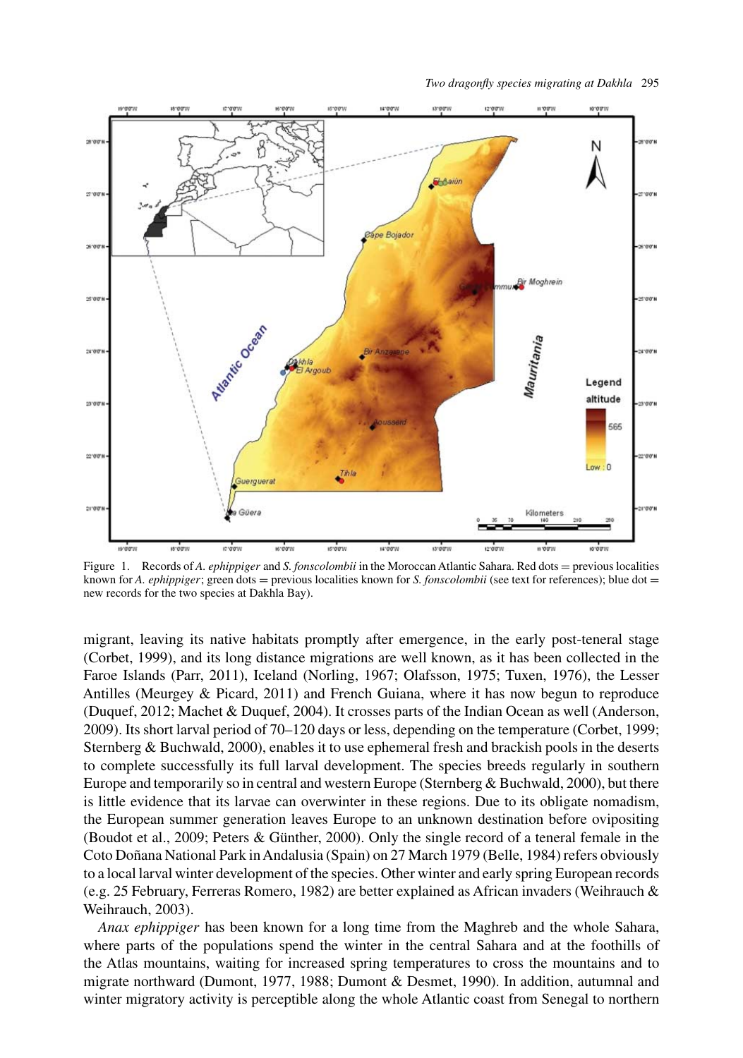Figure 1. Records of *A. ephippiger* and *S. fonscolombii* in the Moroccan Atlantic Sahara. Red dots = previous localities known for *A. ephippiger*; green dots = previous localities known for *S. fonscolombii* (see text for references); blue dot = new records for the two species at Dakhla Bay).

migrant, leaving its native habitats promptly after emergence, in the early post-teneral stage (Corbet, 1999), and its long distance migrations are well known, as it has been collected in the Faroe Islands (Parr, 2011), Iceland (Norling, 1967; Olafsson, 1975; Tuxen, 1976), the Lesser Antilles (Meurgey & Picard, 2011) and French Guiana, where it has now begun to reproduce (Duquef, 2012; Machet & Duquef, 2004). It crosses parts of the Indian Ocean as well (Anderson, 2009). Its short larval period of 70–120 days or less, depending on the temperature (Corbet, 1999; Sternberg & Buchwald, 2000), enables it to use ephemeral fresh and brackish pools in the deserts to complete successfully its full larval development. The species breeds regularly in southern Europe and temporarily so in central and western Europe (Sternberg & Buchwald, 2000), but there is little evidence that its larvae can overwinter in these regions. Due to its obligate nomadism, the European summer generation leaves Europe to an unknown destination before ovipositing (Boudot et al., 2009; Peters & Günther, 2000). Only the single record of a teneral female in the Coto Doñana National Park in Andalusia (Spain) on 27 March 1979 (Belle, 1984) refers obviously to a local larval winter development of the species. Other winter and early spring European records (e.g. 25 February, Ferreras Romero, 1982) are better explained as African invaders (Weihrauch & Weihrauch, 2003).

*Anax ephippiger* has been known for a long time from the Maghreb and the whole Sahara, where parts of the populations spend the winter in the central Sahara and at the foothills of the Atlas mountains, waiting for increased spring temperatures to cross the mountains and to migrate northward (Dumont, 1977, 1988; Dumont & Desmet, 1990). In addition, autumnal and winter migratory activity is perceptible along the whole Atlantic coast from Senegal to northern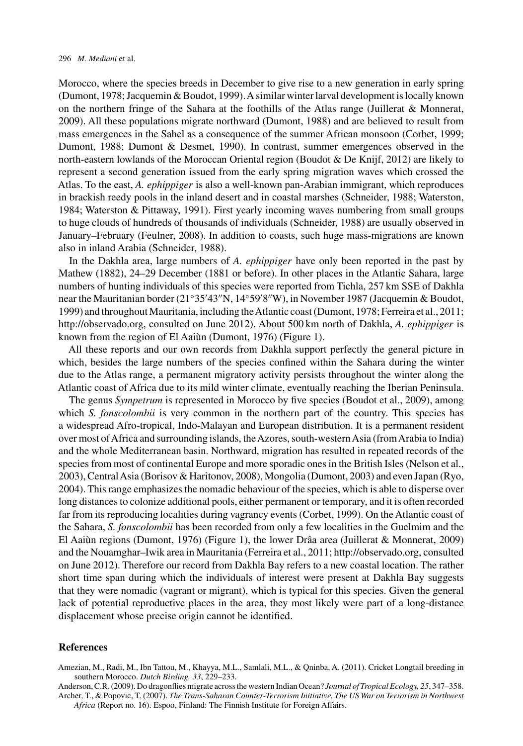Morocco, where the species breeds in December to give rise to a new generation in early spring (Dumont, 1978; Jacquemin & Boudot, 1999). A similar winter larval development is locally known on the northern fringe of the Sahara at the foothills of the Atlas range (Juillerat & Monnerat, 2009). All these populations migrate northward (Dumont, 1988) and are believed to result from mass emergences in the Sahel as a consequence of the summer African monsoon (Corbet, 1999; Dumont, 1988; Dumont & Desmet, 1990). In contrast, summer emergences observed in the north-eastern lowlands of the Moroccan Oriental region (Boudot & De Knijf, 2012) are likely to represent a second generation issued from the early spring migration waves which crossed the Atlas. To the east, *A. ephippiger* is also a well-known pan-Arabian immigrant, which reproduces in brackish reedy pools in the inland desert and in coastal marshes (Schneider, 1988; Waterston, 1984; Waterston & Pittaway, 1991). First yearly incoming waves numbering from small groups to huge clouds of hundreds of thousands of individuals (Schneider, 1988) are usually observed in January–February (Feulner, 2008). In addition to coasts, such huge mass-migrations are known also in inland Arabia (Schneider, 1988).

In the Dakhla area, large numbers of *A. ephippiger* have only been reported in the past by Mathew (1882), 24–29 December (1881 or before). In other places in the Atlantic Sahara, large numbers of hunting individuals of this species were reported from Tichla, 257 km SSE of Dakhla near the Mauritanian border (21°35′43″N, 14°59′8″W), in November 1987 (Jacquemin & Boudot, 1999) and throughout Mauritania, including the Atlantic coast (Dumont, 1978; Ferreira et al., 2011; http://observado.org, consulted on June 2012). About 500 km north of Dakhla, *A. ephippiger* is known from the region of El Aaiùn (Dumont, 1976) (Figure 1).

All these reports and our own records from Dakhla support perfectly the general picture in which, besides the large numbers of the species confined within the Sahara during the winter due to the Atlas range, a permanent migratory activity persists throughout the winter along the Atlantic coast of Africa due to its mild winter climate, eventually reaching the Iberian Peninsula.

The genus *Sympetrum* is represented in Morocco by five species (Boudot et al., 2009), among which *S. fonscolombii* is very common in the northern part of the country. This species has a widespread Afro-tropical, Indo-Malayan and European distribution. It is a permanent resident over most of Africa and surrounding islands, the Azores, south-western Asia (from Arabia to India) and the whole Mediterranean basin. Northward, migration has resulted in repeated records of the species from most of continental Europe and more sporadic ones in the British Isles (Nelson et al., 2003), Central Asia (Borisov & Haritonov, 2008), Mongolia (Dumont, 2003) and even Japan (Ryo, 2004). This range emphasizes the nomadic behaviour of the species, which is able to disperse over long distances to colonize additional pools, either permanent or temporary, and it is often recorded far from its reproducing localities during vagrancy events (Corbet, 1999). On the Atlantic coast of the Sahara, *S. fonscolombii* has been recorded from only a few localities in the Guelmim and the El Aaiùn regions (Dumont, 1976) (Figure 1), the lower Drâa area (Juillerat & Monnerat, 2009) and the Nouamghar–Iwik area in Mauritania (Ferreira et al., 2011; http://observado.org, consulted on June 2012). Therefore our record from Dakhla Bay refers to a new coastal location. The rather short time span during which the individuals of interest were present at Dakhla Bay suggests that they were nomadic (vagrant or migrant), which is typical for this species. Given the general lack of potential reproductive places in the area, they most likely were part of a long-distance displacement whose precise origin cannot be identified.

## References

Amezian, M., Radi, M., Ibn Tattou, M., Khayya, M.L., Samlali, M.L., & Qninba, A. (2011). Cricket Longtail breeding in southern Morocco. *Dutch Birding, 33*, 229–233.

Anderson, C.R. (2009). Do dragonflies migrate across the western Indian Ocean? *Journal of Tropical Ecology, 25*, 347–358.

Archer, T., & Popovic, T. (2007). *The Trans-Saharan Counter-Terrorism Initiative. The US War on Terrorism in Northwest Africa* (Report no. 16). Espoo, Finland: The Finnish Institute for Foreign Affairs.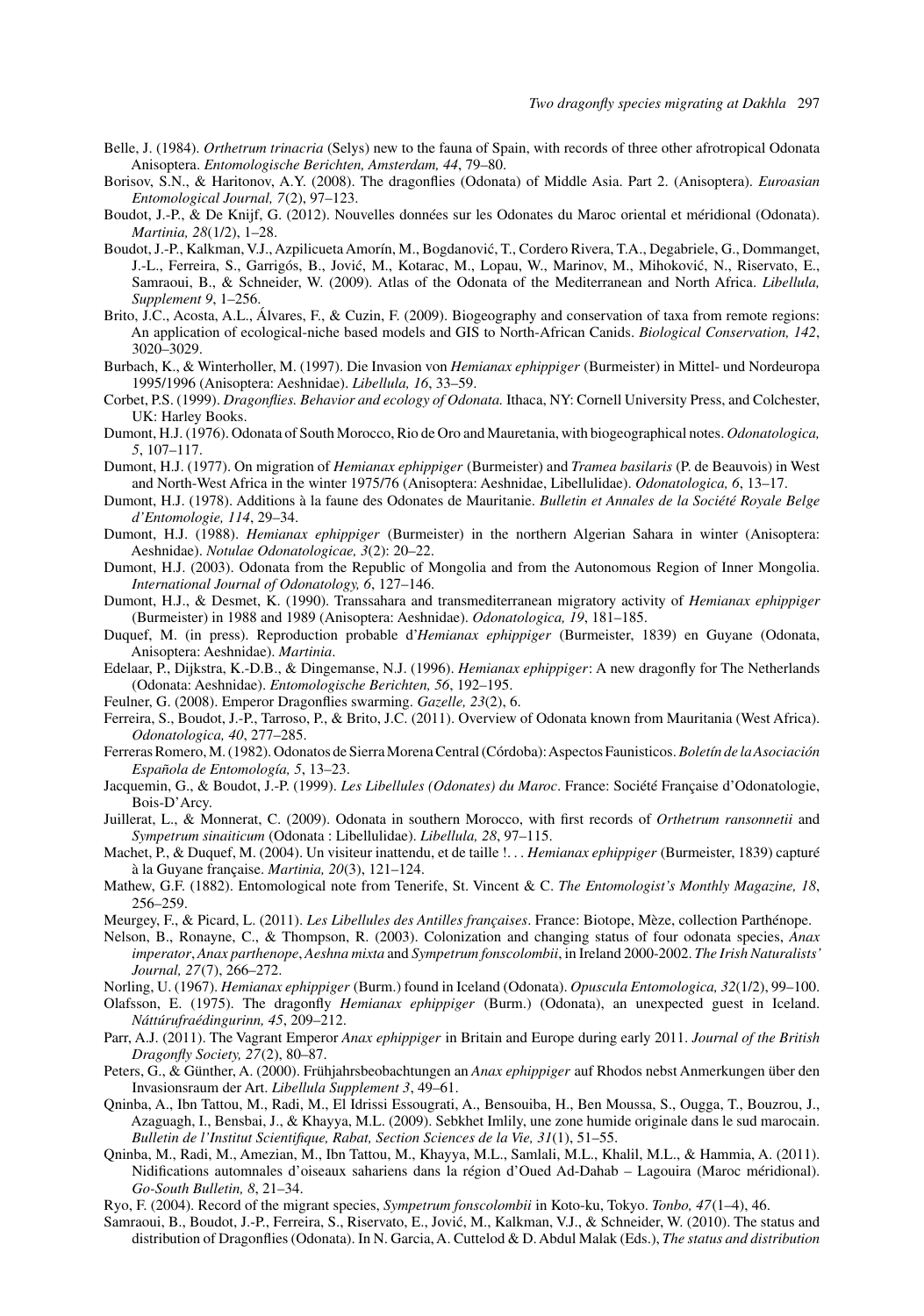Belle, J. (1984). *Orthetrum trinacria* (Selys) new to the fauna of Spain, with records of three other afrotropical Odonata Anisoptera. *Entomologische Berichten, Amsterdam, 44*, 79–80.

Borisov, S.N., & Haritonov, A.Y. (2008). The dragonflies (Odonata) of Middle Asia. Part 2. (Anisoptera). *Euroasian Entomological Journal, 7*(2), 97–123.

Boudot, J.-P., & De Knijf, G. (2012). Nouvelles données sur les Odonates du Maroc oriental et méridional (Odonata). *Martinia, 28*(1/2), 1–28.

Boudot, J.-P., Kalkman, V.J., Azpilicueta Amorín, M., Bogdanović, T., Cordero Rivera, T.A., Degabriele, G., Dommanget, J.-L., Ferreira, S., Garrigós, B., Jović, M., Kotarac, M., Lopau, W., Marinov, M., Mihoković, N., Riservato, E., Samraoui, B., & Schneider, W. (2009). Atlas of the Odonata of the Mediterranean and North Africa. *Libellula, Supplement 9*, 1–256.

Brito, J.C., Acosta, A.L., Álvares, F., & Cuzin, F. (2009). Biogeography and conservation of taxa from remote regions: An application of ecological-niche based models and GIS to North-African Canids. *Biological Conservation, 142*, 3020–3029.

Burbach, K., & Winterholler, M. (1997). Die Invasion von *Hemianax ephippiger* (Burmeister) in Mittel- und Nordeuropa 1995/1996 (Anisoptera: Aeshnidae). *Libellula, 16*, 33–59.

Corbet, P.S. (1999). *Dragonflies. Behavior and ecology of Odonata.* Ithaca, NY: Cornell University Press, and Colchester, UK: Harley Books.

Dumont, H.J. (1976). Odonata of South Morocco, Rio de Oro and Mauretania, with biogeographical notes. *Odonatologica, 5*, 107–117.

Dumont, H.J. (1977). On migration of *Hemianax ephippiger* (Burmeister) and *Tramea basilaris* (P. de Beauvois) in West and North-West Africa in the winter 1975/76 (Anisoptera: Aeshnidae, Libellulidae). *Odonatologica, 6*, 13–17.

Dumont, H.J. (1978). Additions à la faune des Odonates de Mauritanie. *Bulletin et Annales de la Société Royale Belge d'Entomologie, 114*, 29–34.

Dumont, H.J. (1988). *Hemianax ephippiger* (Burmeister) in the northern Algerian Sahara in winter (Anisoptera: Aeshnidae). *Notulae Odonatologicae, 3*(2): 20–22.

Dumont, H.J. (2003). Odonata from the Republic of Mongolia and from the Autonomous Region of Inner Mongolia. *International Journal of Odonatology, 6*, 127–146.

Dumont, H.J., & Desmet, K. (1990). Transsahara and transmediterranean migratory activity of *Hemianax ephippiger* (Burmeister) in 1988 and 1989 (Anisoptera: Aeshnidae). *Odonatologica, 19*, 181–185.

Duquef, M. (in press). Reproduction probable d'*Hemianax ephippiger* (Burmeister, 1839) en Guyane (Odonata, Anisoptera: Aeshnidae). *Martinia*.

Edelaar, P., Dijkstra, K.-D.B., & Dingemanse, N.J. (1996). *Hemianax ephippiger*: A new dragonfly for The Netherlands (Odonata: Aeshnidae). *Entomologische Berichten, 56*, 192–195.

Feulner, G. (2008). Emperor Dragonflies swarming. *Gazelle, 23*(2), 6.

Ferreira, S., Boudot, J.-P., Tarroso, P., & Brito, J.C. (2011). Overview of Odonata known from Mauritania (West Africa). *Odonatologica, 40*, 277–285.

Ferreras Romero, M. (1982). Odonatos de Sierra Morena Central (Córdoba): Aspectos Faunisticos. *Boletín de la Asociación Española de Entomología, 5*, 13–23.

Jacquemin, G., & Boudot, J.-P. (1999). *Les Libellules (Odonates) du Maroc*. France: Société Française d'Odonatologie, Bois-D'Arcy.

Juillerat, L., & Monnerat, C. (2009). Odonata in southern Morocco, with first records of *Orthetrum ransonnetii* and *Sympetrum sinaiticum* (Odonata : Libellulidae). *Libellula, 28*, 97–115.

Machet, P., & Duquef, M. (2004). Un visiteur inattendu, et de taille !. . . *Hemianax ephippiger* (Burmeister, 1839) capturé à la Guyane française. *Martinia, 20*(3), 121–124.

Mathew, G.F. (1882). Entomological note from Tenerife, St. Vincent & C. *The Entomologist's Monthly Magazine, 18*, 256–259.

Meurgey, F., & Picard, L. (2011). *Les Libellules des Antilles françaises*. France: Biotope, Mèze, collection Parthénope.

Nelson, B., Ronayne, C., & Thompson, R. (2003). Colonization and changing status of four odonata species, *Anax imperator*, *Anax parthenope*, *Aeshna mixta* and *Sympetrum fonscolombii*, in Ireland 2000-2002. *The Irish Naturalists' Journal, 27*(7), 266–272.

Norling, U. (1967). *Hemianax ephippiger* (Burm.) found in Iceland (Odonata). *Opuscula Entomologica, 32*(1/2), 99–100.

Olafsson, E. (1975). The dragonfly *Hemianax ephippiger* (Burm.) (Odonata), an unexpected guest in Iceland. *Náttúrufraédingurinn, 45*, 209–212.

Parr, A.J. (2011). The Vagrant Emperor *Anax ephippiger* in Britain and Europe during early 2011. *Journal of the British Dragonfly Society, 27*(2), 80–87.

Peters, G., & Günther, A. (2000). Frühjahrsbeobachtungen an *Anax ephippiger* auf Rhodos nebst Anmerkungen über den Invasionsraum der Art. *Libellula Supplement 3*, 49–61.

Qninba, A., Ibn Tattou, M., Radi, M., El Idrissi Essougrati, A., Bensouiba, H., Ben Moussa, S., Ougga, T., Bouzrou, J., Azaguagh, I., Bensbai, J., & Khayya, M.L. (2009). Sebkhet Imlily, une zone humide originale dans le sud marocain. *Bulletin de l'Institut Scientifique, Rabat, Section Sciences de la Vie, 31*(1), 51–55.

Qninba, M., Radi, M., Amezian, M., Ibn Tattou, M., Khayya, M.L., Samlali, M.L., Khalil, M.L., & Hammia, A. (2011). Nidifications automnales d'oiseaux sahariens dans la région d'Oued Ad-Dahab – Lagouira (Maroc méridional). *Go-South Bulletin, 8*, 21–34.

Ryo, F. (2004). Record of the migrant species, *Sympetrum fonscolombii* in Koto-ku, Tokyo. *Tonbo, 47*(1–4), 46.

Samraoui, B., Boudot, J.-P., Ferreira, S., Riservato, E., Jović, M., Kalkman, V.J., & Schneider, W. (2010). The status and distribution of Dragonflies (Odonata). In N. Garcia, A. Cuttelod & D. Abdul Malak (Eds.), *The status and distribution*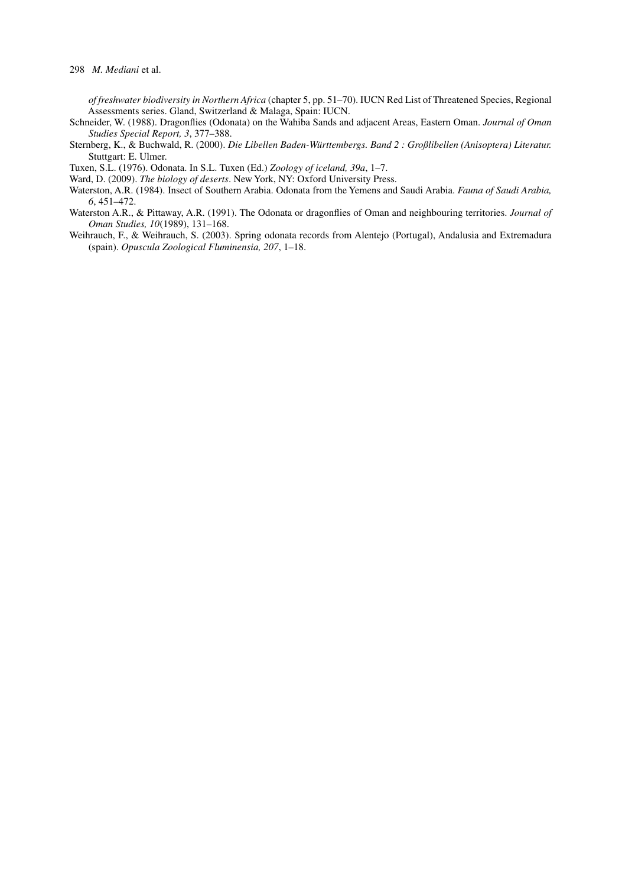*of freshwater biodiversity in Northern Africa* (chapter 5, pp. 51–70). IUCN Red List of Threatened Species, Regional Assessments series. Gland, Switzerland & Malaga, Spain: IUCN.

Schneider, W. (1988). Dragonflies (Odonata) on the Wahiba Sands and adjacent Areas, Eastern Oman. *Journal of Oman Studies Special Report, 3*, 377–388.

Sternberg, K., & Buchwald, R. (2000). *Die Libellen Baden-Württembergs. Band 2 : Großlibellen (Anisoptera) Literatur.* Stuttgart: E. Ulmer.

Tuxen, S.L. (1976). Odonata. In S.L. Tuxen (Ed.) *Zoology of iceland, 39a*, 1–7.

Ward, D. (2009). *The biology of deserts*. New York, NY: Oxford University Press.

Waterston, A.R. (1984). Insect of Southern Arabia. Odonata from the Yemens and Saudi Arabia. *Fauna of Saudi Arabia, 6*, 451–472.

Waterston A.R., & Pittaway, A.R. (1991). The Odonata or dragonflies of Oman and neighbouring territories. *Journal of Oman Studies, 10*(1989), 131–168.

Weihrauch, F., & Weihrauch, S. (2003). Spring odonata records from Alentejo (Portugal), Andalusia and Extremadura (spain). *Opuscula Zoological Fluminensia, 207*, 1–18.